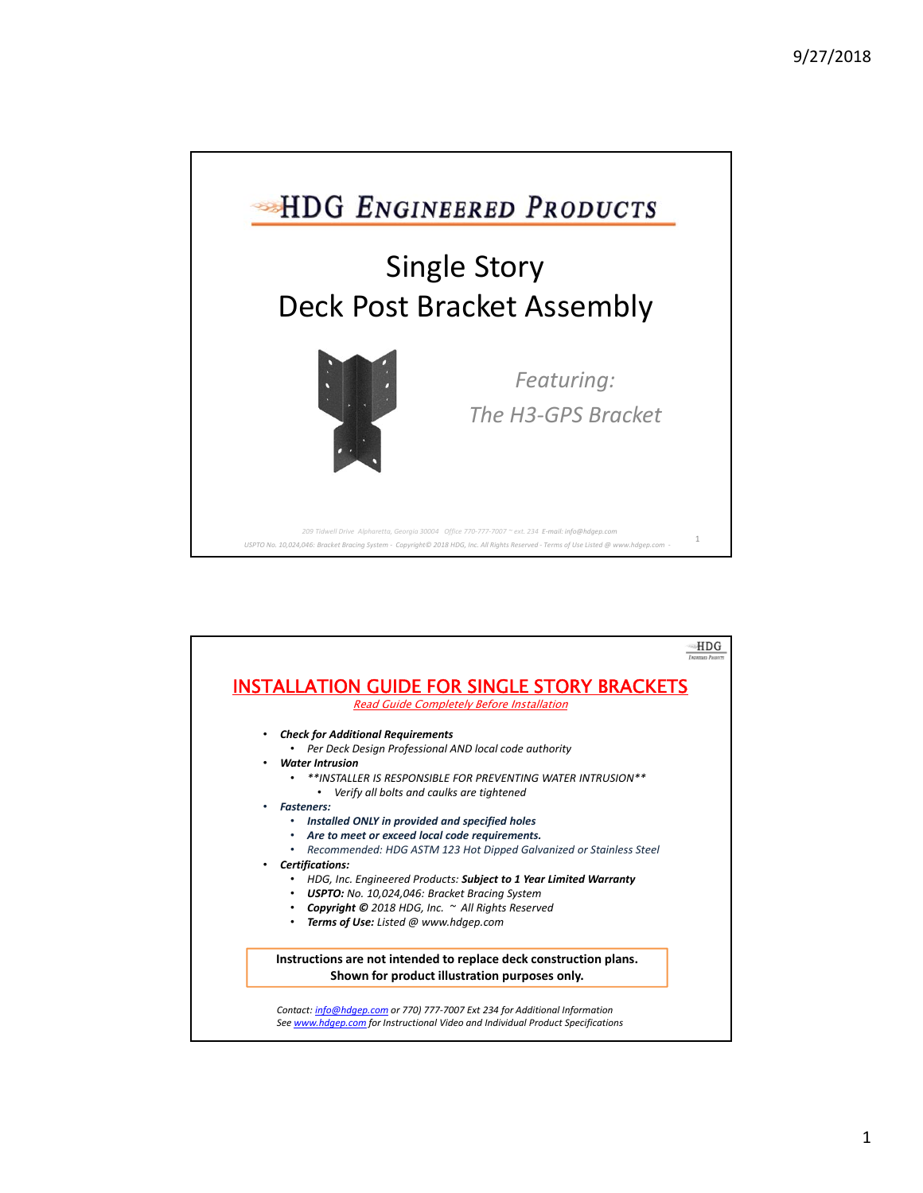# HDG Engineered Products

## Single Story Deck Post Bracket Assembly

*Featuring:*
*The H3-GPS Bracket*

*209 Tidwell Drive Alpharetta, Georgia 30004 Office 770-777-7007 ~ ext. 234 E-mail: info@hdgep.com*
*USPTO No. 10,024,046: Bracket Bracing System - Copyright© 2018 HDG, Inc. All Rights Reserved - Terms of Use Listed @ www.hdgep.com -*

## INSTALLATION GUIDE FOR SINGLE STORY BRACKETS

*Read Guide Completely Before Installation*

- ***Check for Additional Requirements***
  - *Per Deck Design Professional AND local code authority*
- ***Water Intrusion***
  - ***INSTALLER IS RESPONSIBLE FOR PREVENTING WATER INTRUSION***
    - *Verify all bolts and caulks are tightened*
- ***Fasteners:***
  - ***Installed ONLY in provided and specified holes***
  - ***Are to meet or exceed local code requirements.***
  - *Recommended: HDG ASTM 123 Hot Dipped Galvanized or Stainless Steel*
- ***Certifications:***
  - *HDG, Inc. Engineered Products:* ***Subject to 1 Year Limited Warranty***
  - ***USPTO:*** *No. 10,024,046: Bracket Bracing System*
  - ***Copyright ©*** *2018 HDG, Inc. ~ All Rights Reserved*
  - ***Terms of Use:*** *Listed @ www.hdgep.com*

**Instructions are not intended to replace deck construction plans.**
**Shown for product illustration purposes only.**

*Contact: info@hdgep.com or 770) 777-7007 Ext 234 for Additional Information*
*See www.hdgep.com for Instructional Video and Individual Product Specifications*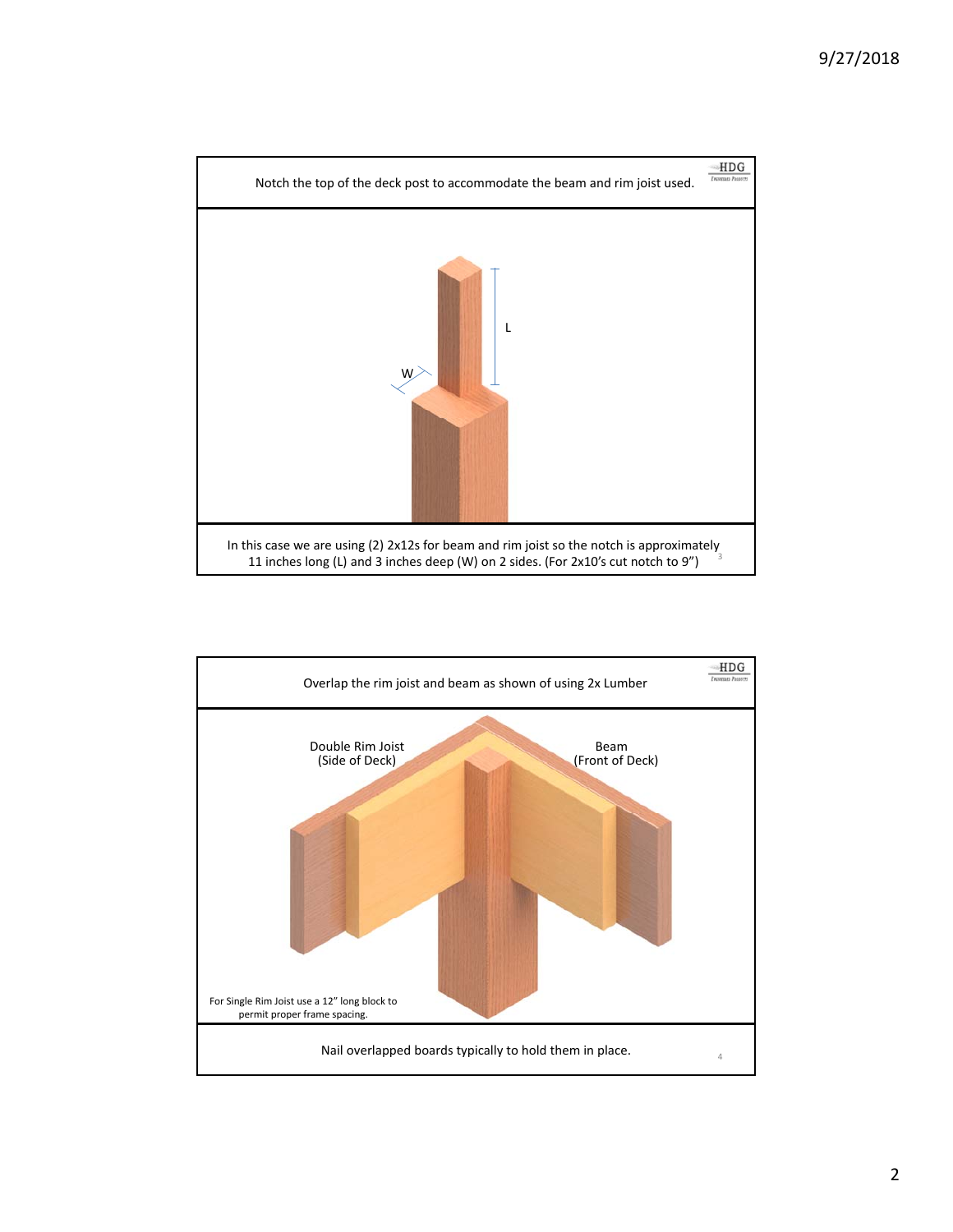Notch the top of the deck post to accommodate the beam and rim joist used.

L

W

In this case we are using (2) 2x12s for beam and rim joist so the notch is approximately 11 inches long (L) and 3 inches deep (W) on 2 sides. (For 2x10's cut notch to 9")

Overlap the rim joist and beam as shown of using 2x Lumber

Double Rim Joist (Side of Deck)

Beam (Front of Deck)

For Single Rim Joist use a 12" long block to permit proper frame spacing.

Nail overlapped boards typically to hold them in place.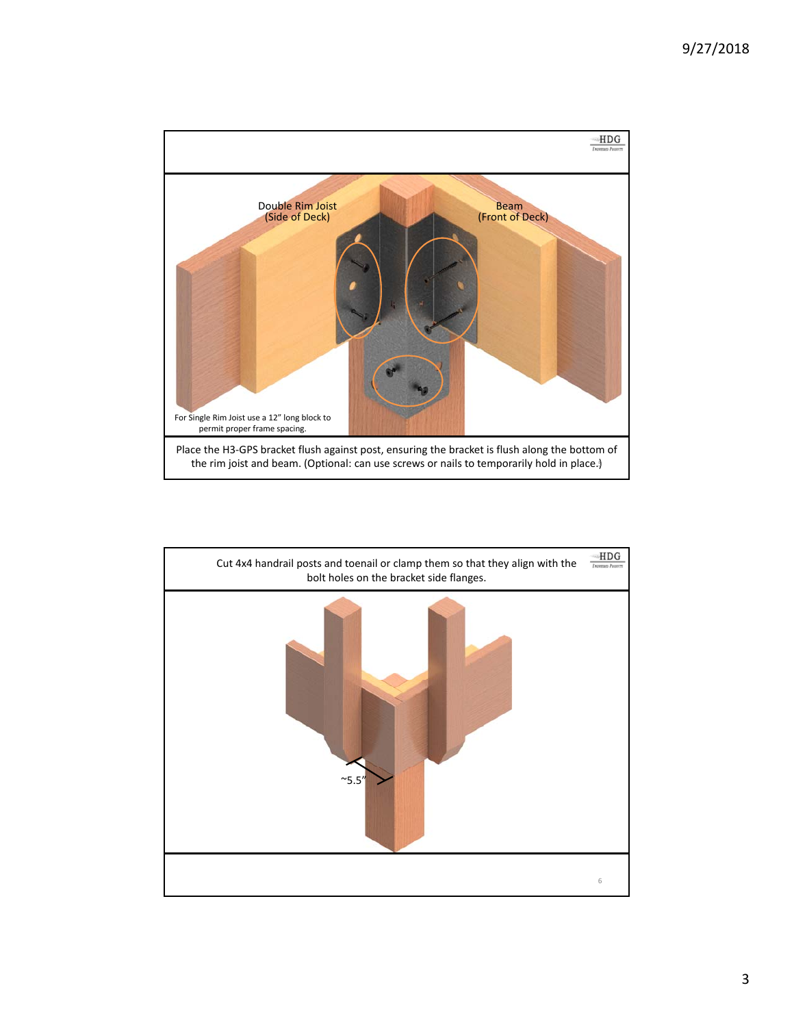Double Rim Joist (Side of Deck)

Beam (Front of Deck)

For Single Rim Joist use a 12" long block to permit proper frame spacing.

Place the H3-GPS bracket flush against post, ensuring the bracket is flush along the bottom of the rim joist and beam. (Optional: can use screws or nails to temporarily hold in place.)

Cut 4x4 handrail posts and toenail or clamp them so that they align with the bolt holes on the bracket side flanges.

~5.5"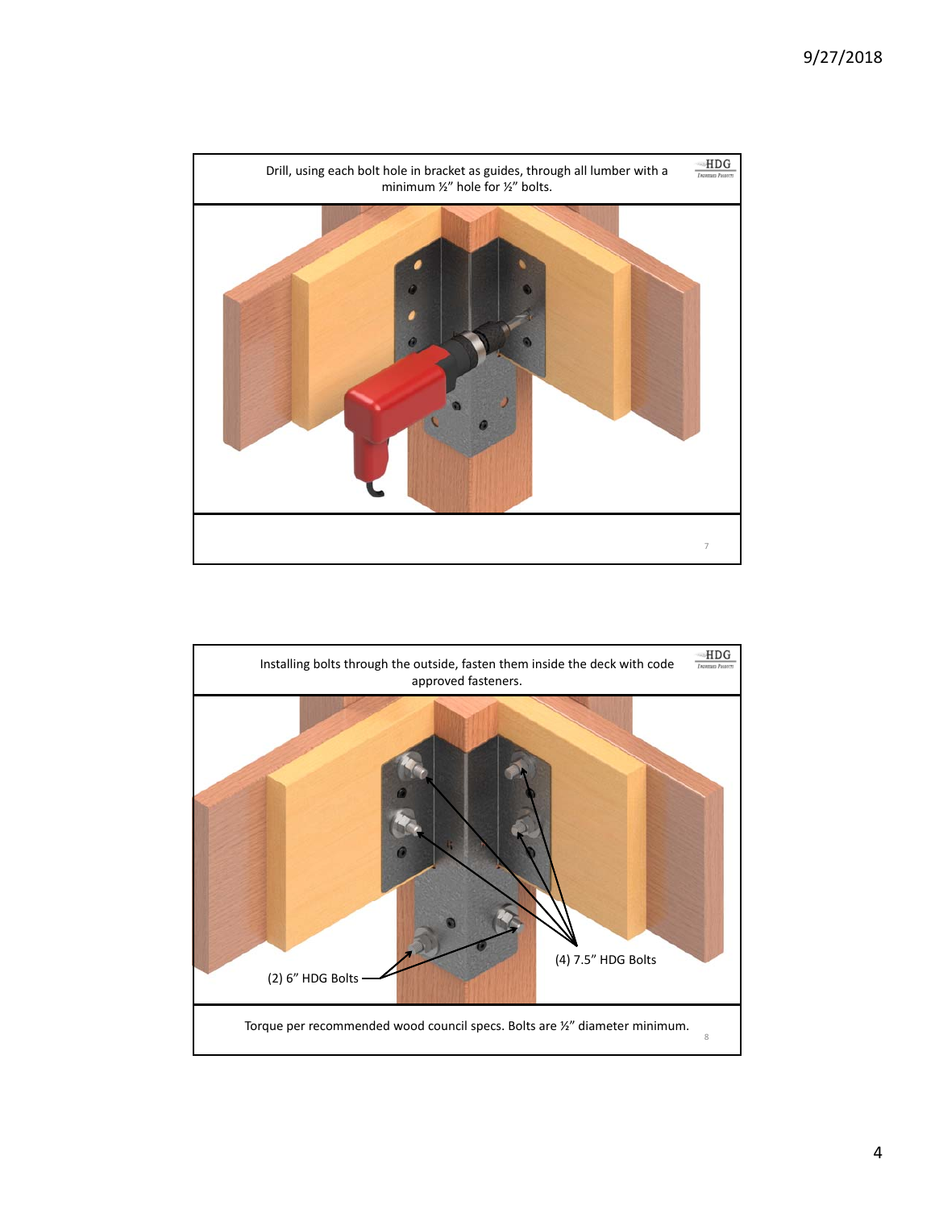Drill, using each bolt hole in bracket as guides, through all lumber with a minimum ½" hole for ½" bolts.

Installing bolts through the outside, fasten them inside the deck with code approved fasteners.

(2) 6" HDG Bolts

(4) 7.5" HDG Bolts

Torque per recommended wood council specs. Bolts are ½" diameter minimum.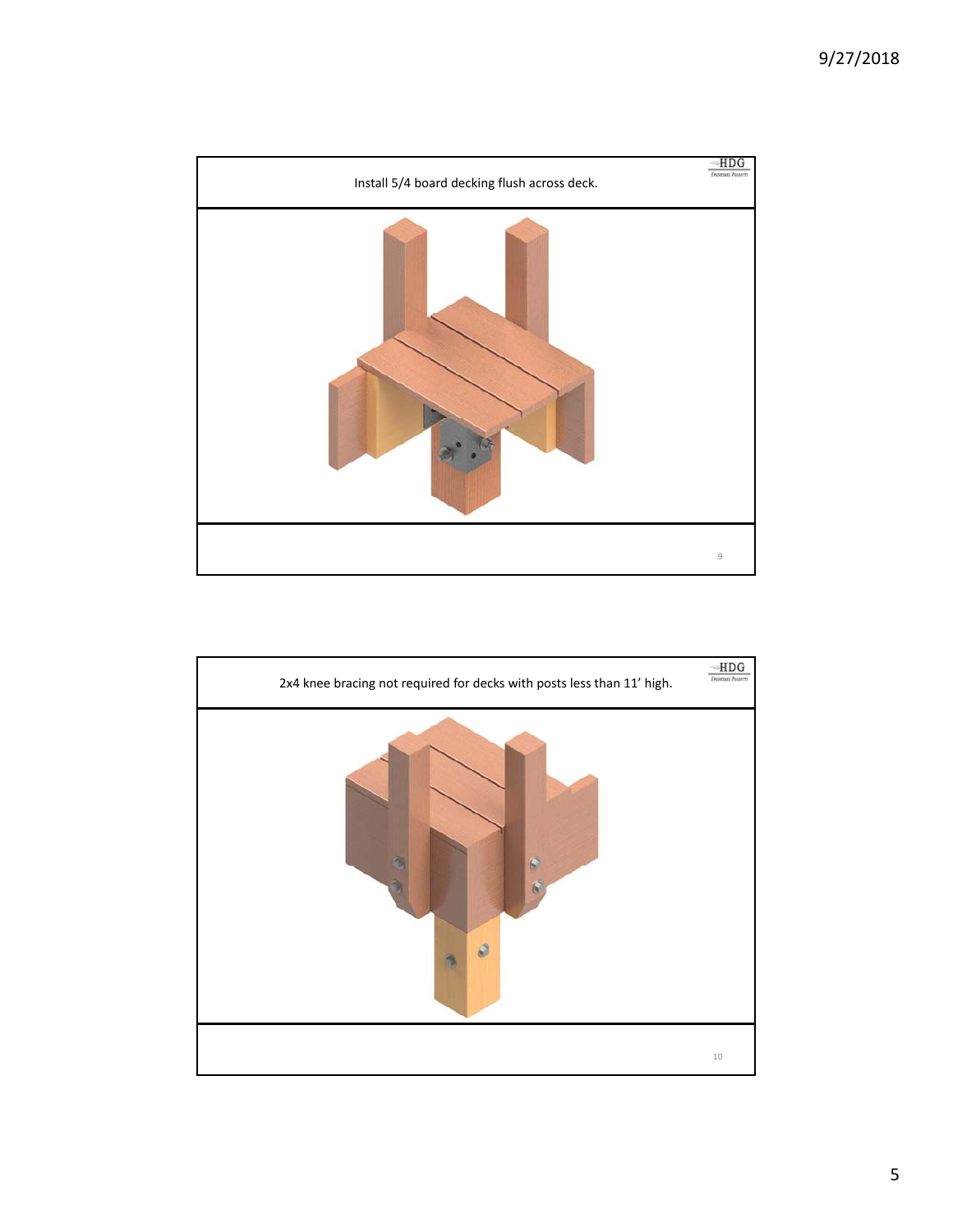Install 5/4 board decking flush across deck.

2x4 knee bracing not required for decks with posts less than 11' high.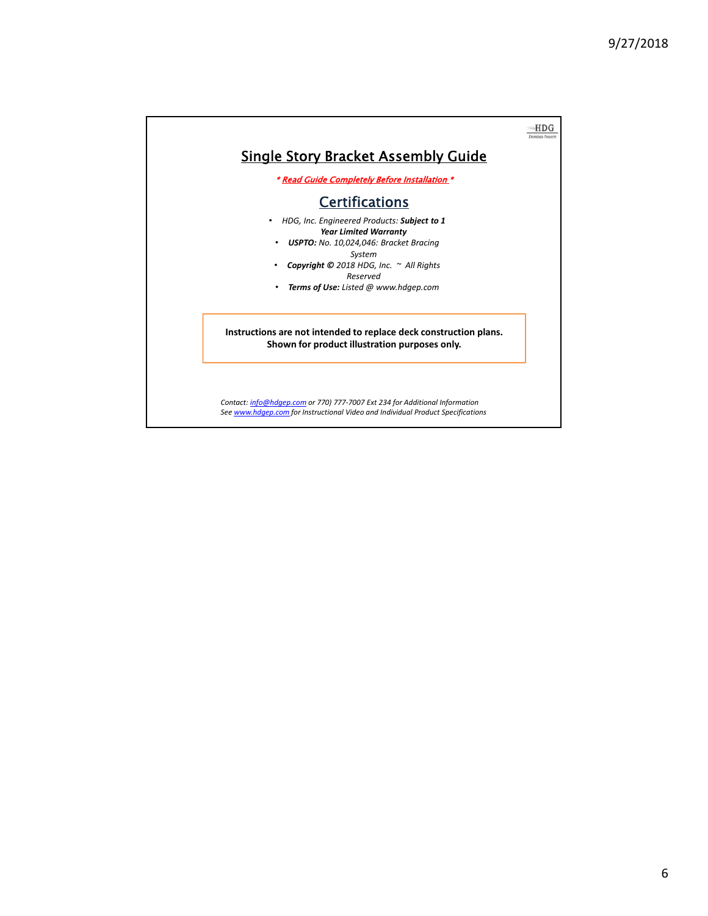HDG
Engineered Products

# Single Story Bracket Assembly Guide

*** Read Guide Completely Before Installation ***

## Certifications

- *HDG, Inc. Engineered Products:* ***Subject to 1 Year Limited Warranty***
- ***USPTO:*** *No. 10,024,046: Bracket Bracing System*
- ***Copyright ©*** *2018 HDG, Inc. ~ All Rights Reserved*
- ***Terms of Use:*** *Listed @ www.hdgep.com*

**Instructions are not intended to replace deck construction plans. Shown for product illustration purposes only.**

*Contact: info@hdgep.com or 770) 777-7007 Ext 234 for Additional Information*
*See www.hdgep.com for Instructional Video and Individual Product Specifications*